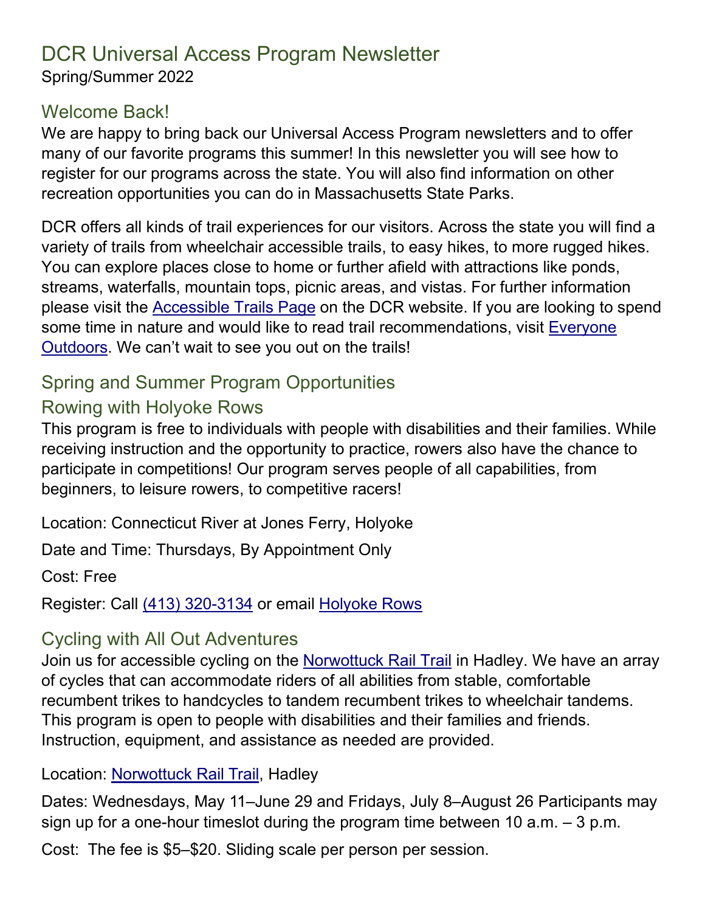# DCR Universal Access Program Newsletter

Spring/Summer 2022

## Welcome Back!

We are happy to bring back our Universal Access Program newsletters and to offer many of our favorite programs this summer! In this newsletter you will see how to register for our programs across the state. You will also find information on other recreation opportunities you can do in Massachusetts State Parks.

DCR offers all kinds of trail experiences for our visitors. Across the state you will find a variety of trails from wheelchair accessible trails, to easy hikes, to more rugged hikes. You can explore places close to home or further afield with attractions like ponds, streams, waterfalls, mountain tops, picnic areas, and vistas. For further information please visit the Accessible Trails Page on the DCR website. If you are looking to spend some time in nature and would like to read trail recommendations, visit Everyone Outdoors. We can't wait to see you out on the trails!

## Spring and Summer Program Opportunities

## Rowing with Holyoke Rows

This program is free to individuals with people with disabilities and their families. While receiving instruction and the opportunity to practice, rowers also have the chance to participate in competitions! Our program serves people of all capabilities, from beginners, to leisure rowers, to competitive racers!

Location: Connecticut River at Jones Ferry, Holyoke

Date and Time: Thursdays, By Appointment Only

Cost: Free

Register: Call (413) 320-3134 or email Holyoke Rows

## Cycling with All Out Adventures

Join us for accessible cycling on the Norwottuck Rail Trail in Hadley. We have an array of cycles that can accommodate riders of all abilities from stable, comfortable recumbent trikes to handcycles to tandem recumbent trikes to wheelchair tandems. This program is open to people with disabilities and their families and friends. Instruction, equipment, and assistance as needed are provided.

Location: Norwottuck Rail Trail, Hadley

Dates: Wednesdays, May 11–June 29 and Fridays, July 8–August 26 Participants may sign up for a one-hour timeslot during the program time between 10 a.m. – 3 p.m.

Cost: The fee is $5–$20. Sliding scale per person per session.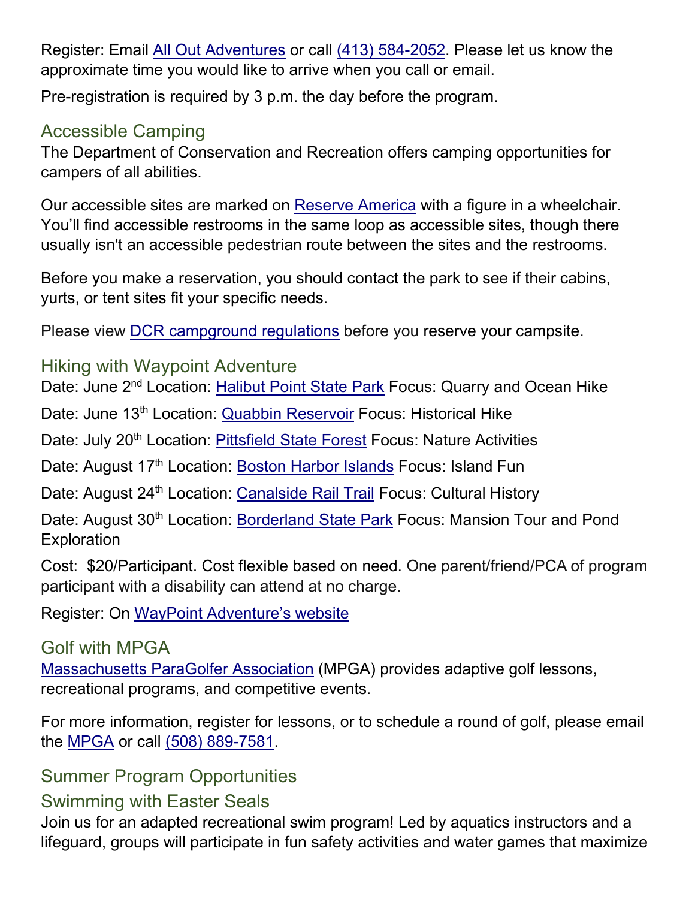Register: Email All Out Adventures or call (413) 584-2052. Please let us know the approximate time you would like to arrive when you call or email.

Pre-registration is required by 3 p.m. the day before the program.

## Accessible Camping

The Department of Conservation and Recreation offers camping opportunities for campers of all abilities.

Our accessible sites are marked on Reserve America with a figure in a wheelchair. You'll find accessible restrooms in the same loop as accessible sites, though there usually isn't an accessible pedestrian route between the sites and the restrooms.

Before you make a reservation, you should contact the park to see if their cabins, yurts, or tent sites fit your specific needs.

Please view DCR campground regulations before you reserve your campsite.

## Hiking with Waypoint Adventure

Date: June 2nd Location: Halibut Point State Park Focus: Quarry and Ocean Hike

Date: June 13th Location: Quabbin Reservoir Focus: Historical Hike

Date: July 20th Location: Pittsfield State Forest Focus: Nature Activities

Date: August 17th Location: Boston Harbor Islands Focus: Island Fun

Date: August 24th Location: Canalside Rail Trail Focus: Cultural History

Date: August 30th Location: Borderland State Park Focus: Mansion Tour and Pond Exploration

Cost: $20/Participant. Cost flexible based on need. One parent/friend/PCA of program participant with a disability can attend at no charge.

Register: On WayPoint Adventure's website

## Golf with MPGA

Massachusetts ParaGolfer Association (MPGA) provides adaptive golf lessons, recreational programs, and competitive events.

For more information, register for lessons, or to schedule a round of golf, please email the MPGA or call (508) 889-7581.

## Summer Program Opportunities

## Swimming with Easter Seals

Join us for an adapted recreational swim program! Led by aquatics instructors and a lifeguard, groups will participate in fun safety activities and water games that maximize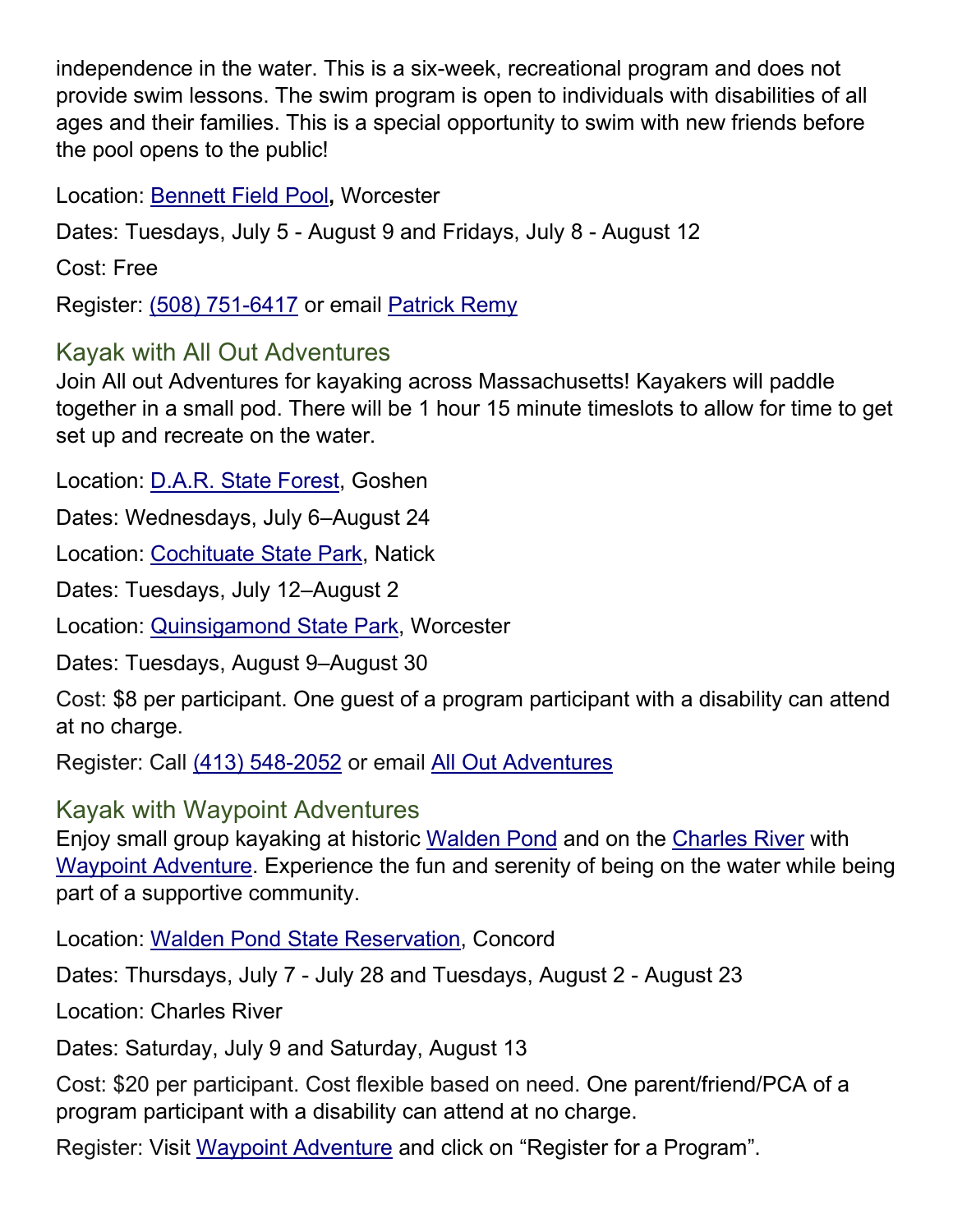independence in the water. This is a six-week, recreational program and does not provide swim lessons. The swim program is open to individuals with disabilities of all ages and their families. This is a special opportunity to swim with new friends before the pool opens to the public!

Location: Bennett Field Pool, Worcester

Dates: Tuesdays, July 5 - August 9 and Fridays, July 8 - August 12

Cost: Free

Register: (508) 751-6417 or email Patrick Remy

### Kayak with All Out Adventures

Join All out Adventures for kayaking across Massachusetts! Kayakers will paddle together in a small pod. There will be 1 hour 15 minute timeslots to allow for time to get set up and recreate on the water.

Location: D.A.R. State Forest, Goshen

Dates: Wednesdays, July 6–August 24

Location: Cochituate State Park, Natick

Dates: Tuesdays, July 12–August 2

Location: Quinsigamond State Park, Worcester

Dates: Tuesdays, August 9–August 30

Cost: $8 per participant. One guest of a program participant with a disability can attend at no charge.

Register: Call (413) 548-2052 or email All Out Adventures

### Kayak with Waypoint Adventures

Enjoy small group kayaking at historic Walden Pond and on the Charles River with Waypoint Adventure. Experience the fun and serenity of being on the water while being part of a supportive community.

Location: Walden Pond State Reservation, Concord

Dates: Thursdays, July 7 - July 28 and Tuesdays, August 2 - August 23

Location: Charles River

Dates: Saturday, July 9 and Saturday, August 13

Cost: $20 per participant. Cost flexible based on need. One parent/friend/PCA of a program participant with a disability can attend at no charge.

Register: Visit Waypoint Adventure and click on “Register for a Program”.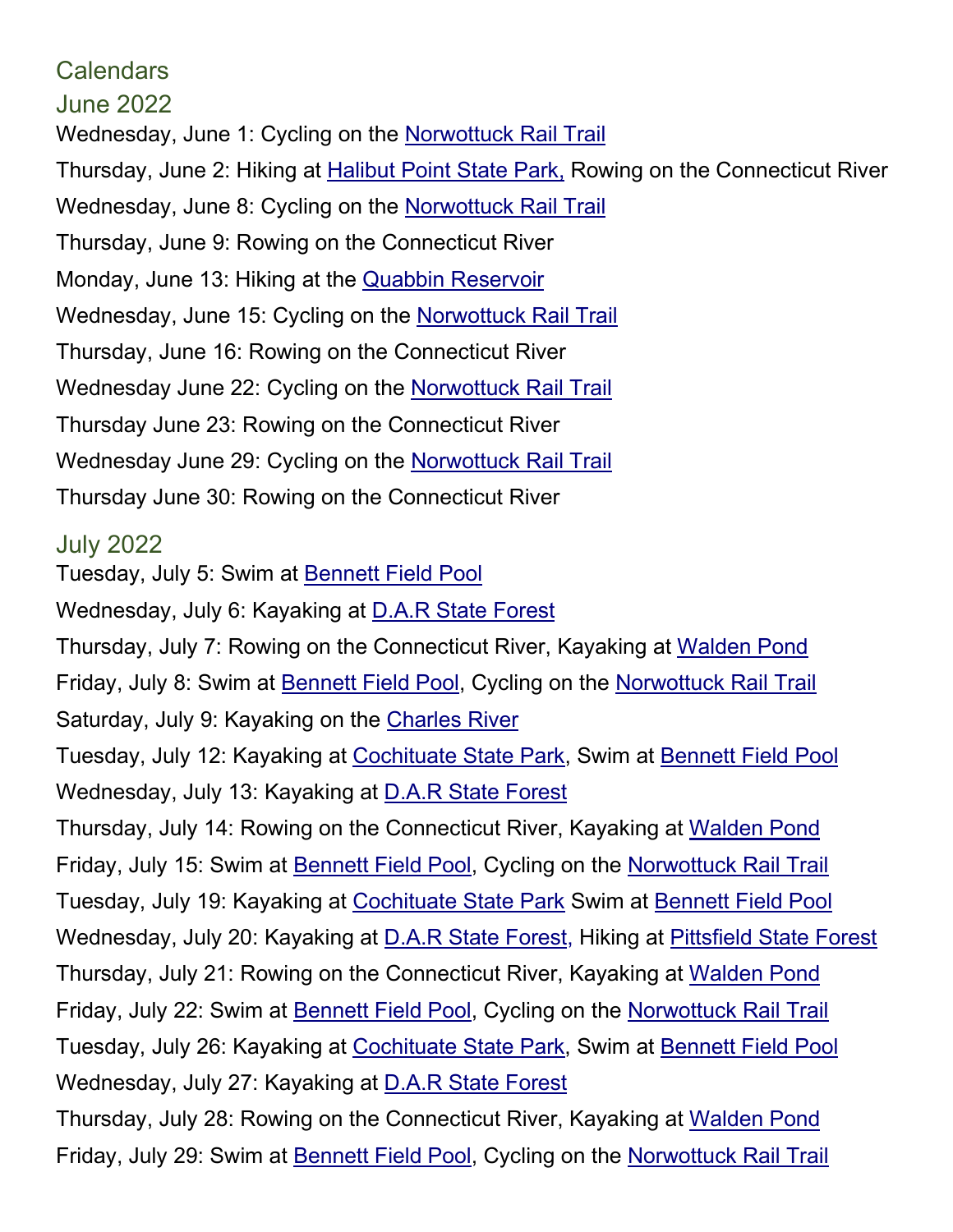## Calendars

### June 2022

Wednesday, June 1: Cycling on the Norwottuck Rail Trail

Thursday, June 2: Hiking at Halibut Point State Park, Rowing on the Connecticut River

Wednesday, June 8: Cycling on the Norwottuck Rail Trail

Thursday, June 9: Rowing on the Connecticut River

Monday, June 13: Hiking at the Quabbin Reservoir

Wednesday, June 15: Cycling on the Norwottuck Rail Trail

Thursday, June 16: Rowing on the Connecticut River

Wednesday June 22: Cycling on the Norwottuck Rail Trail

Thursday June 23: Rowing on the Connecticut River

Wednesday June 29: Cycling on the Norwottuck Rail Trail

Thursday June 30: Rowing on the Connecticut River

### July 2022

Tuesday, July 5: Swim at Bennett Field Pool

Wednesday, July 6: Kayaking at D.A.R State Forest

Thursday, July 7: Rowing on the Connecticut River, Kayaking at Walden Pond

Friday, July 8: Swim at Bennett Field Pool, Cycling on the Norwottuck Rail Trail

Saturday, July 9: Kayaking on the Charles River

Tuesday, July 12: Kayaking at Cochituate State Park, Swim at Bennett Field Pool

Wednesday, July 13: Kayaking at D.A.R State Forest

Thursday, July 14: Rowing on the Connecticut River, Kayaking at Walden Pond

Friday, July 15: Swim at Bennett Field Pool, Cycling on the Norwottuck Rail Trail

Tuesday, July 19: Kayaking at Cochituate State Park Swim at Bennett Field Pool

Wednesday, July 20: Kayaking at D.A.R State Forest, Hiking at Pittsfield State Forest

Thursday, July 21: Rowing on the Connecticut River, Kayaking at Walden Pond

Friday, July 22: Swim at Bennett Field Pool, Cycling on the Norwottuck Rail Trail

Tuesday, July 26: Kayaking at Cochituate State Park, Swim at Bennett Field Pool

Wednesday, July 27: Kayaking at D.A.R State Forest

Thursday, July 28: Rowing on the Connecticut River, Kayaking at Walden Pond

Friday, July 29: Swim at Bennett Field Pool, Cycling on the Norwottuck Rail Trail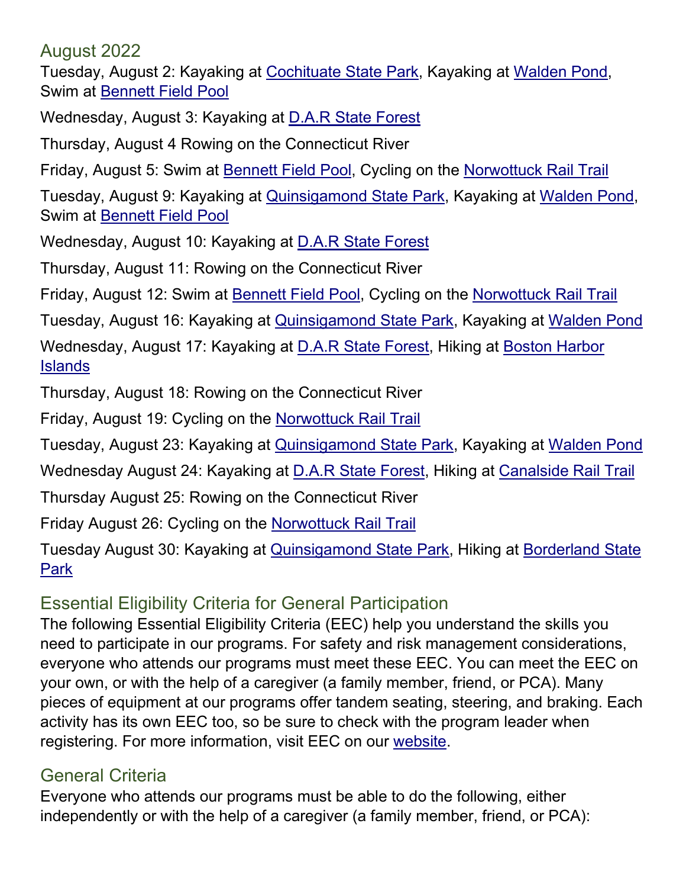## August 2022

Tuesday, August 2: Kayaking at Cochituate State Park, Kayaking at Walden Pond, Swim at Bennett Field Pool

Wednesday, August 3: Kayaking at D.A.R State Forest

Thursday, August 4 Rowing on the Connecticut River

Friday, August 5: Swim at Bennett Field Pool, Cycling on the Norwottuck Rail Trail

Tuesday, August 9: Kayaking at Quinsigamond State Park, Kayaking at Walden Pond, Swim at Bennett Field Pool

Wednesday, August 10: Kayaking at D.A.R State Forest

Thursday, August 11: Rowing on the Connecticut River

Friday, August 12: Swim at Bennett Field Pool, Cycling on the Norwottuck Rail Trail

Tuesday, August 16: Kayaking at Quinsigamond State Park, Kayaking at Walden Pond

Wednesday, August 17: Kayaking at D.A.R State Forest, Hiking at Boston Harbor Islands

Thursday, August 18: Rowing on the Connecticut River

Friday, August 19: Cycling on the Norwottuck Rail Trail

Tuesday, August 23: Kayaking at Quinsigamond State Park, Kayaking at Walden Pond

Wednesday August 24: Kayaking at D.A.R State Forest, Hiking at Canalside Rail Trail

Thursday August 25: Rowing on the Connecticut River

Friday August 26: Cycling on the Norwottuck Rail Trail

Tuesday August 30: Kayaking at Quinsigamond State Park, Hiking at Borderland State Park

## Essential Eligibility Criteria for General Participation

The following Essential Eligibility Criteria (EEC) help you understand the skills you need to participate in our programs. For safety and risk management considerations, everyone who attends our programs must meet these EEC. You can meet the EEC on your own, or with the help of a caregiver (a family member, friend, or PCA). Many pieces of equipment at our programs offer tandem seating, steering, and braking. Each activity has its own EEC too, so be sure to check with the program leader when registering. For more information, visit EEC on our website.

## General Criteria

Everyone who attends our programs must be able to do the following, either independently or with the help of a caregiver (a family member, friend, or PCA):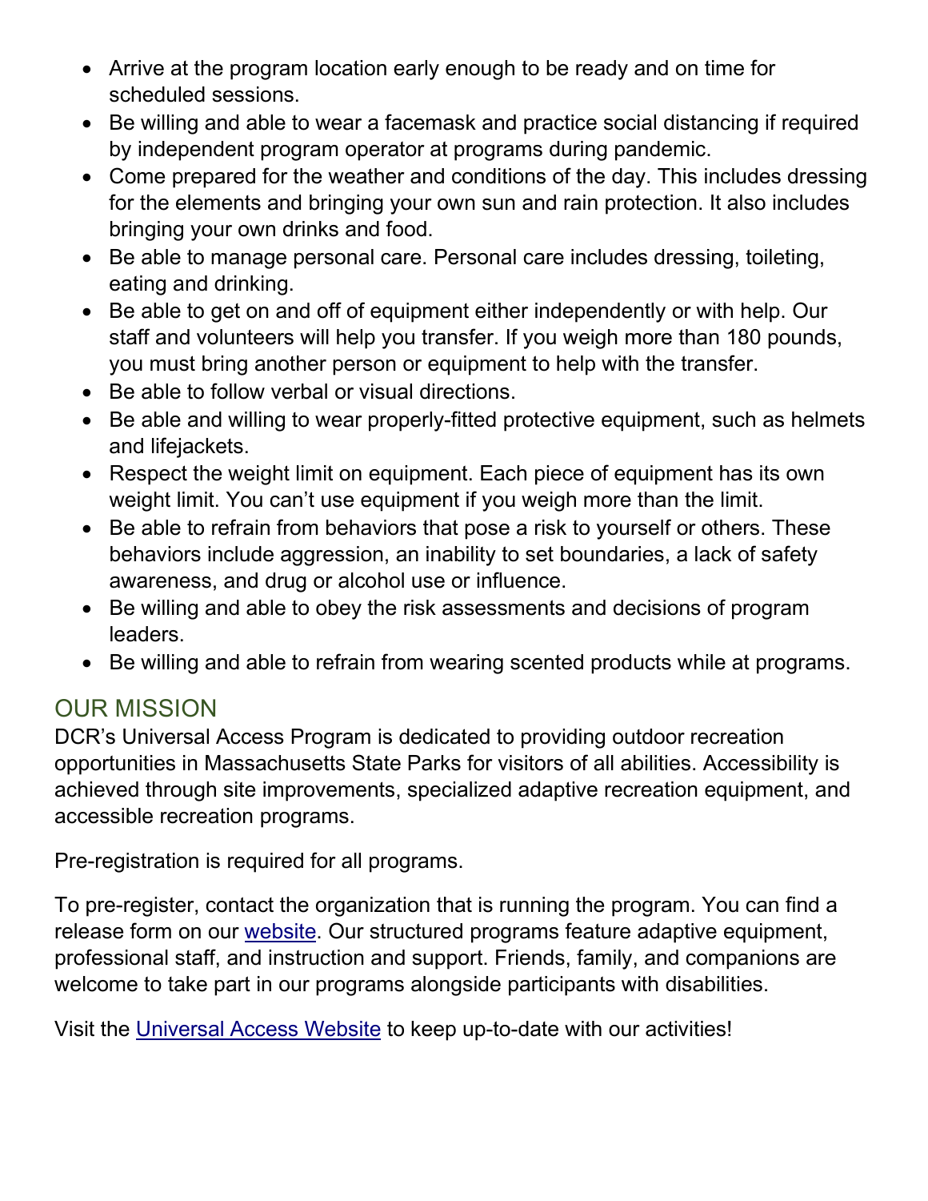- Arrive at the program location early enough to be ready and on time for scheduled sessions.
- Be willing and able to wear a facemask and practice social distancing if required by independent program operator at programs during pandemic.
- Come prepared for the weather and conditions of the day. This includes dressing for the elements and bringing your own sun and rain protection. It also includes bringing your own drinks and food.
- Be able to manage personal care. Personal care includes dressing, toileting, eating and drinking.
- Be able to get on and off of equipment either independently or with help. Our staff and volunteers will help you transfer. If you weigh more than 180 pounds, you must bring another person or equipment to help with the transfer.
- Be able to follow verbal or visual directions.
- Be able and willing to wear properly-fitted protective equipment, such as helmets and lifejackets.
- Respect the weight limit on equipment. Each piece of equipment has its own weight limit. You can't use equipment if you weigh more than the limit.
- Be able to refrain from behaviors that pose a risk to yourself or others. These behaviors include aggression, an inability to set boundaries, a lack of safety awareness, and drug or alcohol use or influence.
- Be willing and able to obey the risk assessments and decisions of program leaders.
- Be willing and able to refrain from wearing scented products while at programs.

## OUR MISSION

DCR's Universal Access Program is dedicated to providing outdoor recreation opportunities in Massachusetts State Parks for visitors of all abilities. Accessibility is achieved through site improvements, specialized adaptive recreation equipment, and accessible recreation programs.

Pre-registration is required for all programs.

To pre-register, contact the organization that is running the program. You can find a release form on our [website](). Our structured programs feature adaptive equipment, professional staff, and instruction and support. Friends, family, and companions are welcome to take part in our programs alongside participants with disabilities.

Visit the [Universal Access Website]() to keep up-to-date with our activities!